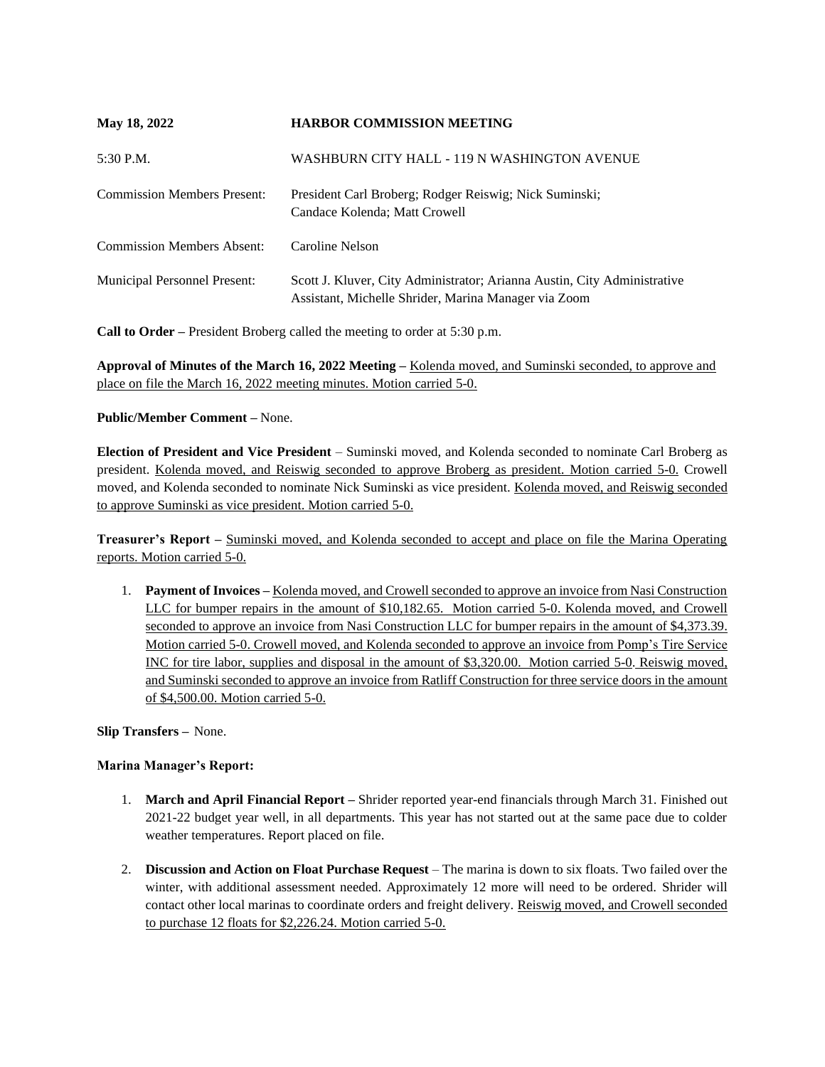**May 18, 2022** **HARBOR COMMISSION MEETING**

5:30 P.M. WASHBURN CITY HALL - 119 N WASHINGTON AVENUE

Commission Members Present: President Carl Broberg; Rodger Reiswig; Nick Suminski; Candace Kolenda; Matt Crowell

Commission Members Absent: Caroline Nelson

Municipal Personnel Present: Scott J. Kluver, City Administrator; Arianna Austin, City Administrative Assistant, Michelle Shrider, Marina Manager via Zoom

**Call to Order –** President Broberg called the meeting to order at 5:30 p.m.

**Approval of Minutes of the March 16, 2022 Meeting –** Kolenda moved, and Suminski seconded, to approve and place on file the March 16, 2022 meeting minutes. Motion carried 5-0.

**Public/Member Comment –** None.

**Election of President and Vice President** – Suminski moved, and Kolenda seconded to nominate Carl Broberg as president. Kolenda moved, and Reiswig seconded to approve Broberg as president. Motion carried 5-0. Crowell moved, and Kolenda seconded to nominate Nick Suminski as vice president. Kolenda moved, and Reiswig seconded to approve Suminski as vice president. Motion carried 5-0.

**Treasurer's Report –** Suminski moved, and Kolenda seconded to accept and place on file the Marina Operating reports. Motion carried 5-0.

1. **Payment of Invoices –** Kolenda moved, and Crowell seconded to approve an invoice from Nasi Construction LLC for bumper repairs in the amount of $10,182.65. Motion carried 5-0. Kolenda moved, and Crowell seconded to approve an invoice from Nasi Construction LLC for bumper repairs in the amount of $4,373.39. Motion carried 5-0. Crowell moved, and Kolenda seconded to approve an invoice from Pomp's Tire Service INC for tire labor, supplies and disposal in the amount of $3,320.00. Motion carried 5-0. Reiswig moved, and Suminski seconded to approve an invoice from Ratliff Construction for three service doors in the amount of $4,500.00. Motion carried 5-0.

**Slip Transfers –** None.

**Marina Manager's Report:**

1. **March and April Financial Report –** Shrider reported year-end financials through March 31. Finished out 2021-22 budget year well, in all departments. This year has not started out at the same pace due to colder weather temperatures. Report placed on file.

2. **Discussion and Action on Float Purchase Request** – The marina is down to six floats. Two failed over the winter, with additional assessment needed. Approximately 12 more will need to be ordered. Shrider will contact other local marinas to coordinate orders and freight delivery. Reiswig moved, and Crowell seconded to purchase 12 floats for $2,226.24. Motion carried 5-0.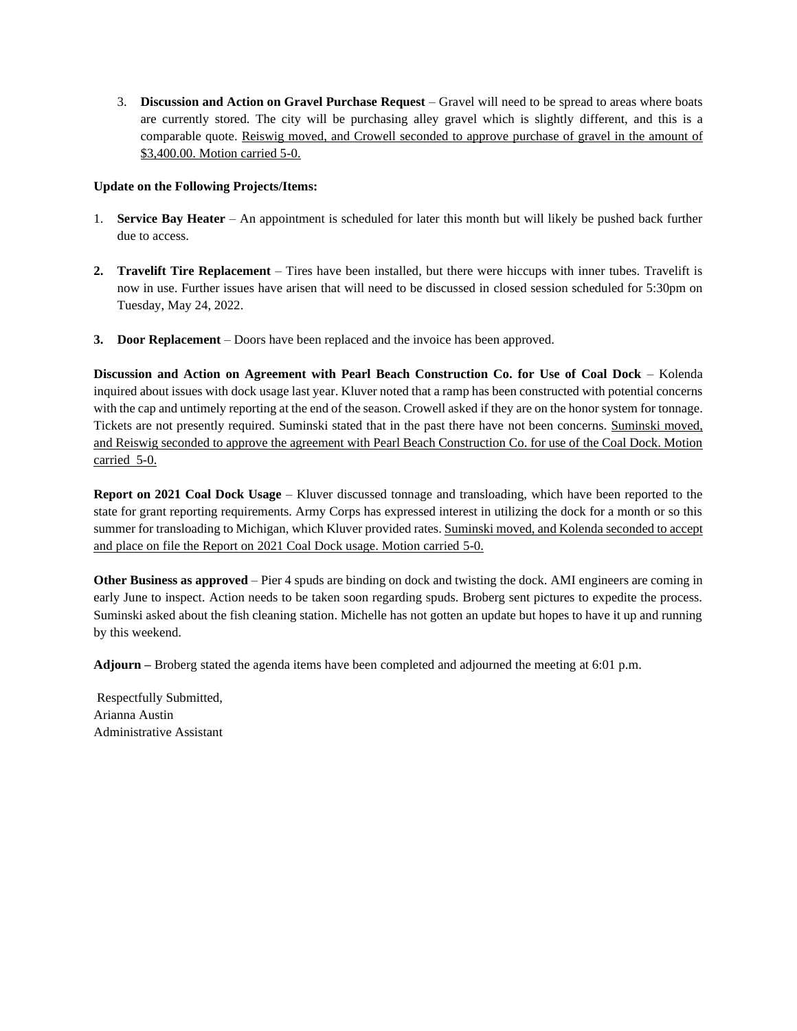3. **Discussion and Action on Gravel Purchase Request** – Gravel will need to be spread to areas where boats are currently stored. The city will be purchasing alley gravel which is slightly different, and this is a comparable quote. <u>Reiswig moved, and Crowell seconded to approve purchase of gravel in the amount of $3,400.00. Motion carried 5-0.</u>

**Update on the Following Projects/Items:**

1. **Service Bay Heater** – An appointment is scheduled for later this month but will likely be pushed back further due to access.

2. **Travelift Tire Replacement** – Tires have been installed, but there were hiccups with inner tubes. Travelift is now in use. Further issues have arisen that will need to be discussed in closed session scheduled for 5:30pm on Tuesday, May 24, 2022.

3. **Door Replacement** – Doors have been replaced and the invoice has been approved.

**Discussion and Action on Agreement with Pearl Beach Construction Co. for Use of Coal Dock** – Kolenda inquired about issues with dock usage last year. Kluver noted that a ramp has been constructed with potential concerns with the cap and untimely reporting at the end of the season. Crowell asked if they are on the honor system for tonnage. Tickets are not presently required. Suminski stated that in the past there have not been concerns. <u>Suminski moved, and Reiswig seconded to approve the agreement with Pearl Beach Construction Co. for use of the Coal Dock. Motion carried 5-0.</u>

**Report on 2021 Coal Dock Usage** – Kluver discussed tonnage and transloading, which have been reported to the state for grant reporting requirements. Army Corps has expressed interest in utilizing the dock for a month or so this summer for transloading to Michigan, which Kluver provided rates. <u>Suminski moved, and Kolenda seconded to accept and place on file the Report on 2021 Coal Dock usage. Motion carried 5-0.</u>

**Other Business as approved** – Pier 4 spuds are binding on dock and twisting the dock. AMI engineers are coming in early June to inspect. Action needs to be taken soon regarding spuds. Broberg sent pictures to expedite the process. Suminski asked about the fish cleaning station. Michelle has not gotten an update but hopes to have it up and running by this weekend.

**Adjourn –** Broberg stated the agenda items have been completed and adjourned the meeting at 6:01 p.m.

Respectfully Submitted,
Arianna Austin
Administrative Assistant